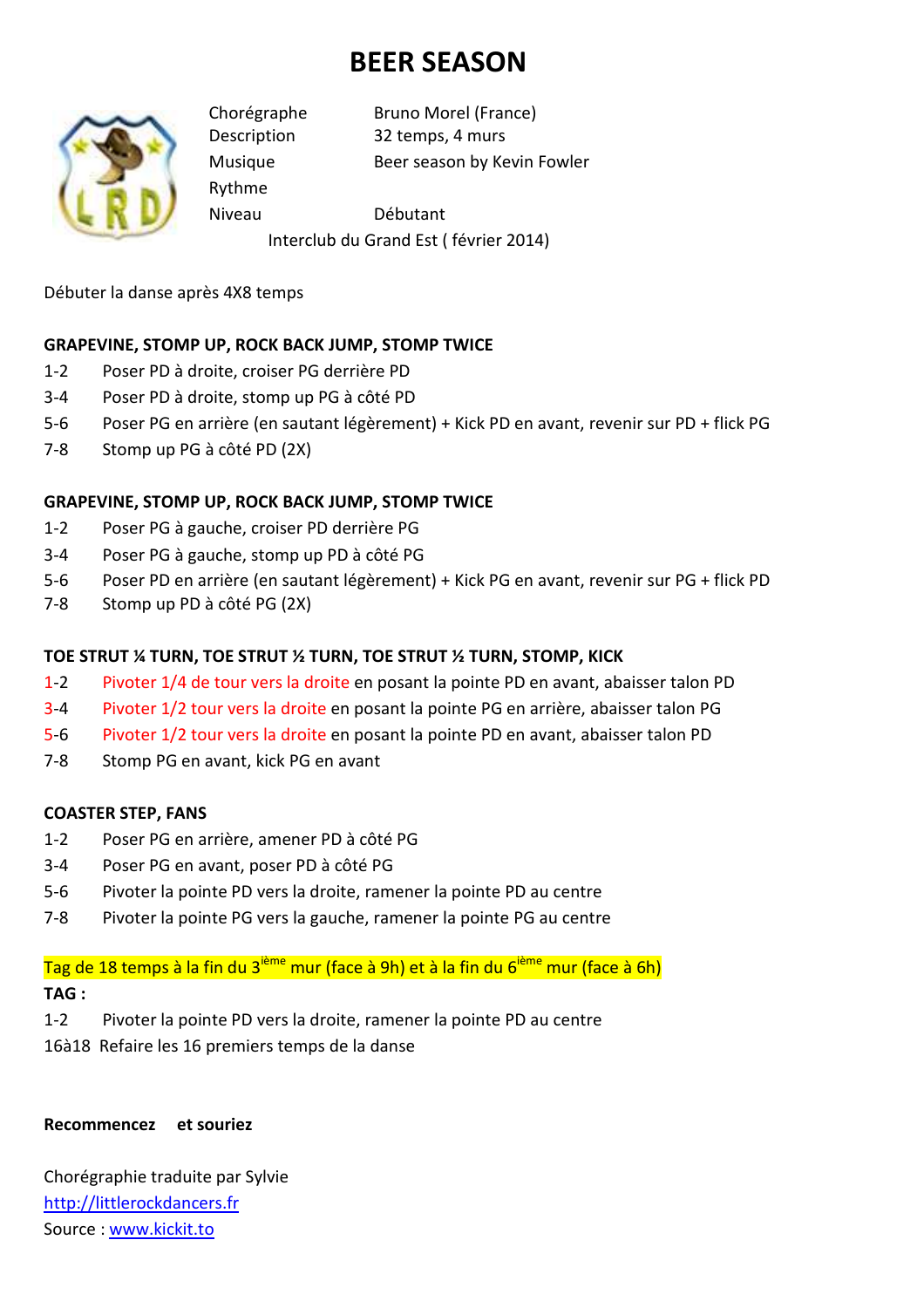# BEER SEASON

| | |
|---|---|
| Chorégraphe | Bruno Morel (France) |
| Description | 32 temps, 4 murs |
| Musique | Beer season by Kevin Fowler |
| Rythme | |
| Niveau | Débutant |

Interclub du Grand Est ( février 2014)

Débuter la danse après 4X8 temps

**GRAPEVINE, STOMP UP, ROCK BACK JUMP, STOMP TWICE**

1-2 Poser PD à droite, croiser PG derrière PD
3-4 Poser PD à droite, stomp up PG à côté PD
5-6 Poser PG en arrière (en sautant légèrement) + Kick PD en avant, revenir sur PD + flick PG
7-8 Stomp up PG à côté PD (2X)

**GRAPEVINE, STOMP UP, ROCK BACK JUMP, STOMP TWICE**

1-2 Poser PG à gauche, croiser PD derrière PG
3-4 Poser PG à gauche, stomp up PD à côté PG
5-6 Poser PD en arrière (en sautant légèrement) + Kick PG en avant, revenir sur PG + flick PD
7-8 Stomp up PD à côté PG (2X)

**TOE STRUT ¼ TURN, TOE STRUT ½ TURN, TOE STRUT ½ TURN, STOMP, KICK**

1-2 Pivoter 1/4 de tour vers la droite en posant la pointe PD en avant, abaisser talon PD
3-4 Pivoter 1/2 tour vers la droite en posant la pointe PG en arrière, abaisser talon PG
5-6 Pivoter 1/2 tour vers la droite en posant la pointe PD en avant, abaisser talon PD
7-8 Stomp PG en avant, kick PG en avant

**COASTER STEP, FANS**

1-2 Poser PG en arrière, amener PD à côté PG
3-4 Poser PG en avant, poser PD à côté PG
5-6 Pivoter la pointe PD vers la droite, ramener la pointe PD au centre
7-8 Pivoter la pointe PG vers la gauche, ramener la pointe PG au centre

Tag de 18 temps à la fin du 3ième mur (face à 9h) et à la fin du 6ième mur (face à 6h)

**TAG :**

1-2 Pivoter la pointe PD vers la droite, ramener la pointe PD au centre
16à18 Refaire les 16 premiers temps de la danse

**Recommencez et souriez**

Chorégraphie traduite par Sylvie
http://littlerockdancers.fr
Source : www.kickit.to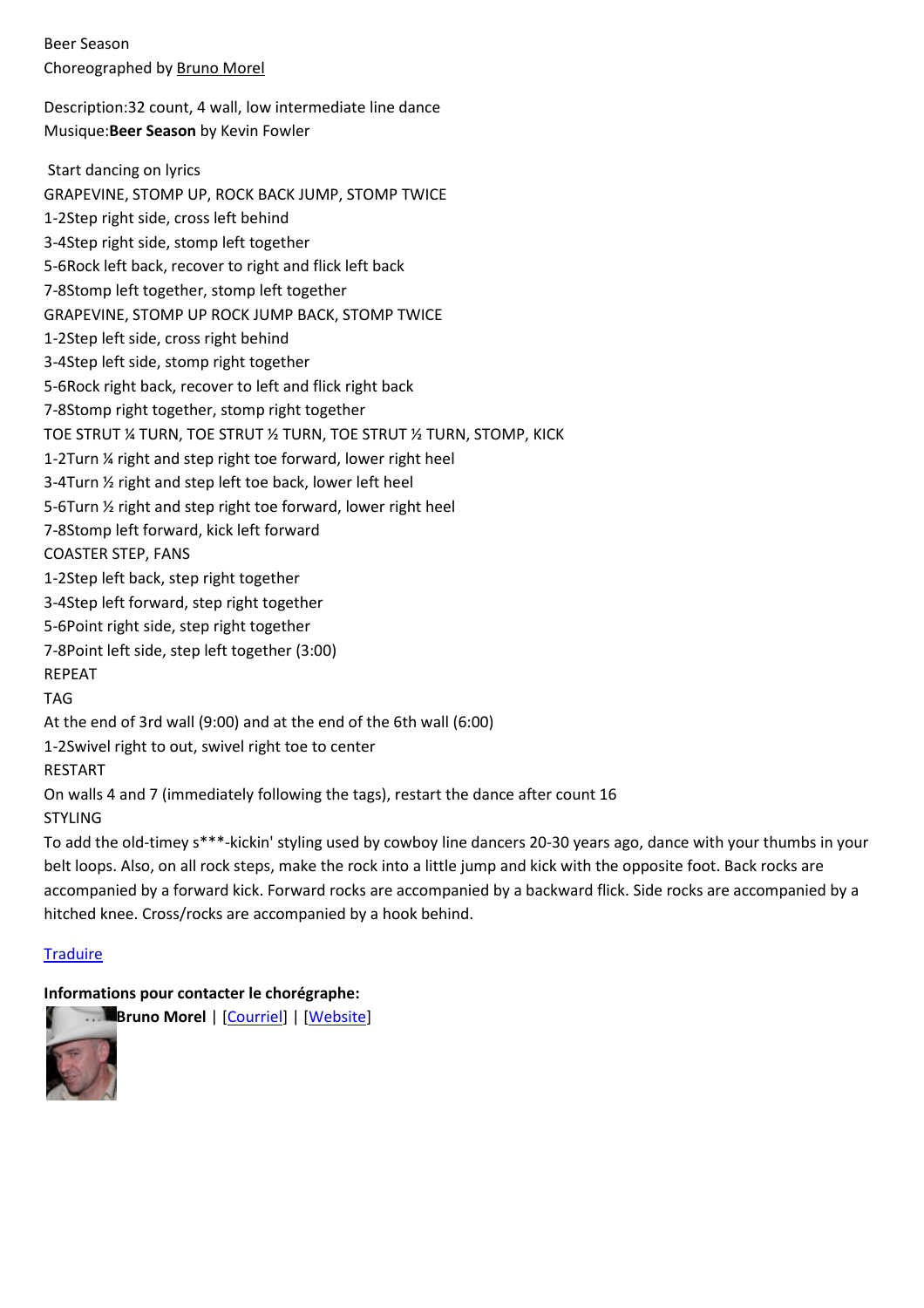Beer Season
Choreographed by Bruno Morel

Description:32 count, 4 wall, low intermediate line dance
Musique:**Beer Season** by Kevin Fowler

Start dancing on lyrics

GRAPEVINE, STOMP UP, ROCK BACK JUMP, STOMP TWICE
1-2Step right side, cross left behind
3-4Step right side, stomp left together
5-6Rock left back, recover to right and flick left back
7-8Stomp left together, stomp left together

GRAPEVINE, STOMP UP ROCK JUMP BACK, STOMP TWICE
1-2Step left side, cross right behind
3-4Step left side, stomp right together
5-6Rock right back, recover to left and flick right back
7-8Stomp right together, stomp right together

TOE STRUT ¼ TURN, TOE STRUT ½ TURN, TOE STRUT ½ TURN, STOMP, KICK
1-2Turn ¼ right and step right toe forward, lower right heel
3-4Turn ½ right and step left toe back, lower left heel
5-6Turn ½ right and step right toe forward, lower right heel
7-8Stomp left forward, kick left forward

COASTER STEP, FANS
1-2Step left back, step right together
3-4Step left forward, step right together
5-6Point right side, step right together
7-8Point left side, step left together (3:00)

REPEAT

TAG
At the end of 3rd wall (9:00) and at the end of the 6th wall (6:00)
1-2Swivel right to out, swivel right toe to center

RESTART
On walls 4 and 7 (immediately following the tags), restart the dance after count 16

STYLING
To add the old-timey s***-kickin' styling used by cowboy line dancers 20-30 years ago, dance with your thumbs in your belt loops. Also, on all rock steps, make the rock into a little jump and kick with the opposite foot. Back rocks are accompanied by a forward kick. Forward rocks are accompanied by a backward flick. Side rocks are accompanied by a hitched knee. Cross/rocks are accompanied by a hook behind.

Traduire

**Informations pour contacter le chorégraphe:**
**Bruno Morel** | [Courriel] | [Website]